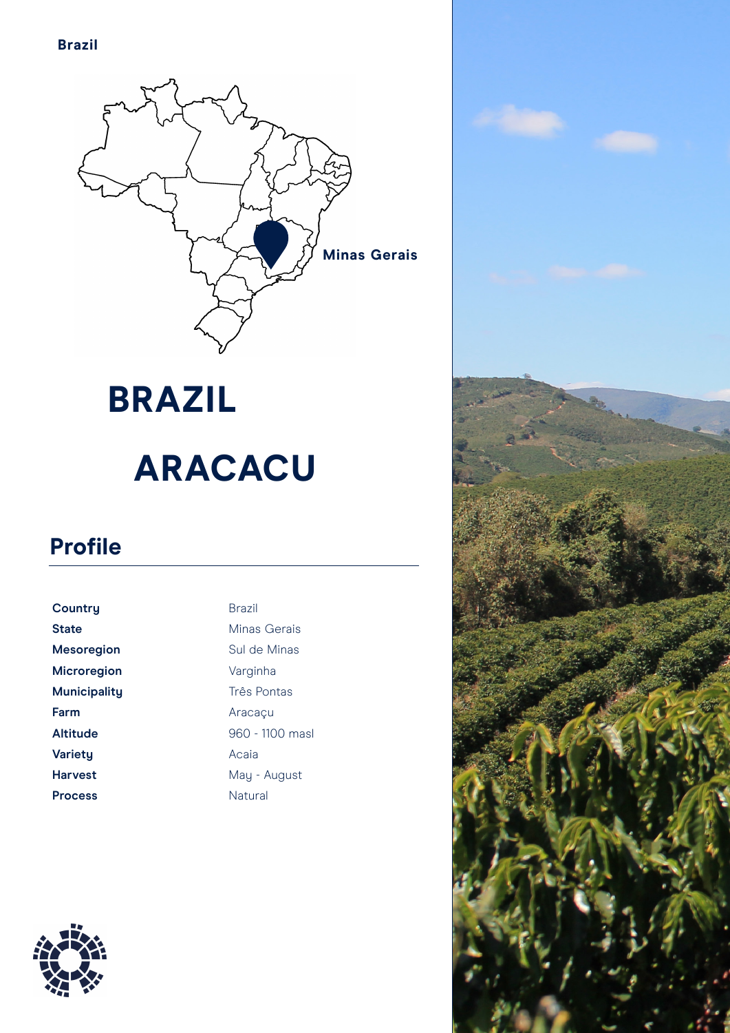Brazil

Minas Gerais

# BRAZIL

# ARACACU

## Profile

| | |
|---|---|
| **Country** | Brazil |
| **State** | Minas Gerais |
| **Mesoregion** | Sul de Minas |
| **Microregion** | Varginha |
| **Municipality** | Três Pontas |
| **Farm** | Aracaçu |
| **Altitude** | 960 - 1100 masl |
| **Variety** | Acaia |
| **Harvest** | May - August |
| **Process** | Natural |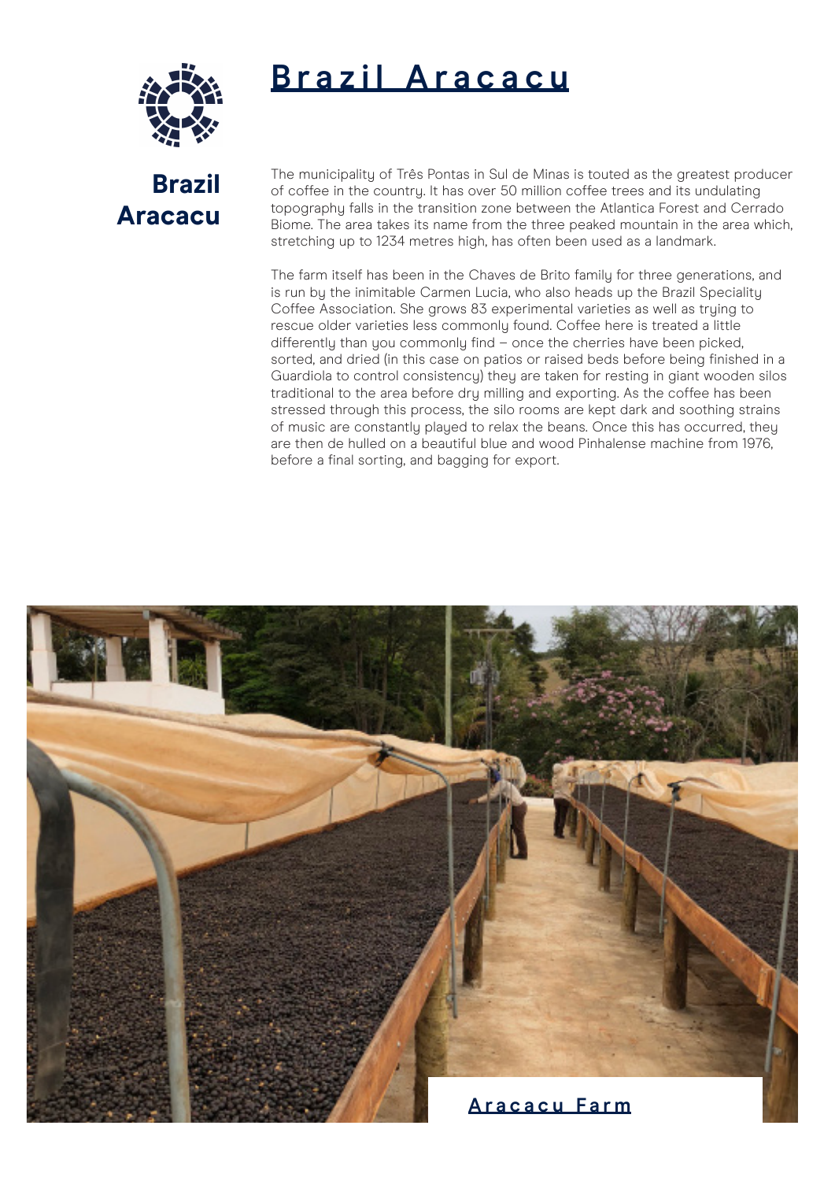# Brazil Aracacu

**Brazil Aracacu**

The municipality of Três Pontas in Sul de Minas is touted as the greatest producer of coffee in the country. It has over 50 million coffee trees and its undulating topography falls in the transition zone between the Atlantica Forest and Cerrado Biome. The area takes its name from the three peaked mountain in the area which, stretching up to 1234 metres high, has often been used as a landmark.

The farm itself has been in the Chaves de Brito family for three generations, and is run by the inimitable Carmen Lucia, who also heads up the Brazil Speciality Coffee Association. She grows 83 experimental varieties as well as trying to rescue older varieties less commonly found. Coffee here is treated a little differently than you commonly find – once the cherries have been picked, sorted, and dried (in this case on patios or raised beds before being finished in a Guardiola to control consistency) they are taken for resting in giant wooden silos traditional to the area before dry milling and exporting. As the coffee has been stressed through this process, the silo rooms are kept dark and soothing strains of music are constantly played to relax the beans. Once this has occurred, they are then de hulled on a beautiful blue and wood Pinhalense machine from 1976, before a final sorting, and bagging for export.

Aracacu Farm